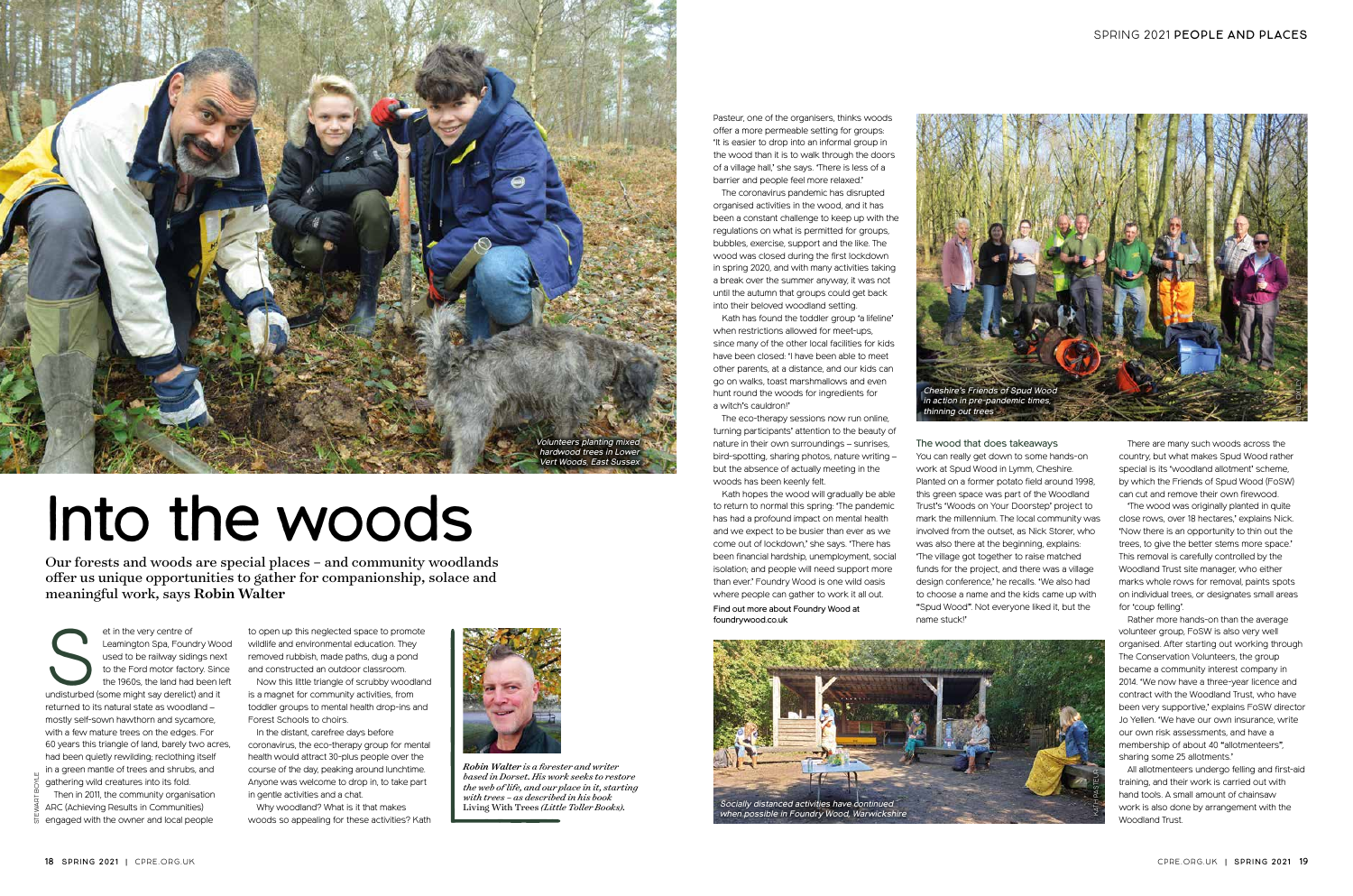# Into the woods

**Our forests and woods are special places – and community woodlands offer us unique opportunities to gather for companionship, solace and meaningful work, says Robin Walter**

*Volunteers planting mixed hardwood trees in Lower Vert Woods, East Sussex*

Set in the very centre of Leamington Spa, Foundry Wood used to be railway sidings next to the Ford motor factory. Since the 1960s, the land had been left undisturbed (some might say derelict) and it returned to its natural state as woodland – mostly self-sown hawthorn and sycamore, with a few mature trees on the edges. For 60 years this triangle of land, barely two acres, had been quietly rewilding; reclothing itself in a green mantle of trees and shrubs, and gathering wild creatures into its fold.

Then in 2011, the community organisation ARC (Achieving Results in Communities) engaged with the owner and local people to open up this neglected space to promote wildlife and environmental education. They removed rubbish, made paths, dug a pond and constructed an outdoor classroom.

Now this little triangle of scrubby woodland is a magnet for community activities, from toddler groups to mental health drop-ins and Forest Schools to choirs.

In the distant, carefree days before coronavirus, the eco-therapy group for mental health would attract 30-plus people over the course of the day, peaking around lunchtime. Anyone was welcome to drop in, to take part in gentle activities and a chat.

Why woodland? What is it that makes woods so appealing for these activities? Kath Pasteur, one of the organisers, thinks woods offer a more permeable setting for groups: 'It is easier to drop into an informal group in the wood than it is to walk through the doors of a village hall,' she says. 'There is less of a barrier and people feel more relaxed.'

*Robin Walter is a forester and writer based in Dorset. His work seeks to restore the web of life, and our place in it, starting with trees – as described in his book* **Living With Trees** *(Little Toller Books).*

The coronavirus pandemic has disrupted organised activities in the wood, and it has been a constant challenge to keep up with the regulations on what is permitted for groups, bubbles, exercise, support and the like. The wood was closed during the first lockdown in spring 2020, and with many activities taking a break over the summer anyway, it was not until the autumn that groups could get back into their beloved woodland setting.

Kath has found the toddler group 'a lifeline' when restrictions allowed for meet-ups, since many of the other local facilities for kids have been closed: 'I have been able to meet other parents, at a distance, and our kids can go on walks, toast marshmallows and even hunt round the woods for ingredients for a witch's cauldron!'

The eco-therapy sessions now run online, turning participants' attention to the beauty of nature in their own surroundings – sunrises, bird-spotting, sharing photos, nature writing – but the absence of actually meeting in the woods has been keenly felt.

Kath hopes the wood will gradually be able to return to normal this spring: 'The pandemic has had a profound impact on mental health and we expect to be busier than ever as we come out of lockdown,' she says. 'There has been financial hardship, unemployment, social isolation; and people will need support more than ever.' Foundry Wood is one wild oasis where people can gather to work it all out.

Find out more about Foundry Wood at foundrywood.co.uk

*Cheshire's Friends of Spud Wood in action in pre-pandemic times, thinning out trees*

## The wood that does takeaways

You can really get down to some hands-on work at Spud Wood in Lymm, Cheshire. Planted on a former potato field around 1998, this green space was part of the Woodland Trust's 'Woods on Your Doorstep' project to mark the millennium. The local community was involved from the outset, as Nick Storer, who was also there at the beginning, explains: 'The village got together to raise matched funds for the project, and there was a village design conference,' he recalls. 'We also had to choose a name and the kids came up with "Spud Wood". Not everyone liked it, but the name stuck!'

There are many such woods across the country, but what makes Spud Wood rather special is its 'woodland allotment' scheme, by which the Friends of Spud Wood (FoSW) can cut and remove their own firewood.

'The wood was originally planted in quite close rows, over 18 hectares,' explains Nick. 'Now there is an opportunity to thin out the trees, to give the better stems more space.' This removal is carefully controlled by the Woodland Trust site manager, who either marks whole rows for removal, paints spots on individual trees, or designates small areas for 'coup felling'.

Rather more hands-on than the average volunteer group, FoSW is also very well organised. After starting out working through The Conservation Volunteers, the group became a community interest company in 2014. 'We now have a three-year licence and contract with the Woodland Trust, who have been very supportive,' explains FoSW director Jo Yellen. 'We have our own insurance, write our own risk assessments, and have a membership of about 40 "allotmenteers", sharing some 25 allotments.'

All allotmenteers undergo felling and first-aid training, and their work is carried out with hand tools. A small amount of chainsaw work is also done by arrangement with the Woodland Trust.

*Socially distanced activities have continued when possible in Foundry Wood, Warwickshire*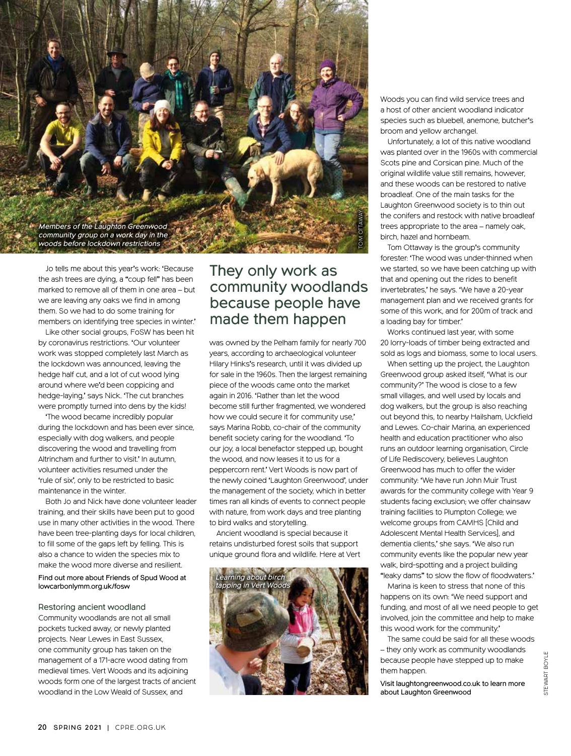Members of the Laughton Greenwood community group on a work day in the woods before lockdown restrictions

TOM OTTAWAY

Jo tells me about this year's work: 'Because the ash trees are dying, a "coup fell" has been marked to remove all of them in one area – but we are leaving any oaks we find in among them. So we had to do some training for members on identifying tree species in winter.'

Like other social groups, FoSW has been hit by coronavirus restrictions. 'Our volunteer work was stopped completely last March as the lockdown was announced, leaving the hedge half cut, and a lot of cut wood lying around where we'd been coppicing and hedge-laying,' says Nick. 'The cut branches were promptly turned into dens by the kids!

'The wood became incredibly popular during the lockdown and has been ever since, especially with dog walkers, and people discovering the wood and travelling from Altrincham and further to visit.' In autumn, volunteer activities resumed under the 'rule of six', only to be restricted to basic maintenance in the winter.

Both Jo and Nick have done volunteer leader training, and their skills have been put to good use in many other activities in the wood. There have been tree-planting days for local children, to fill some of the gaps left by felling. This is also a chance to widen the species mix to make the wood more diverse and resilient.

**Find out more about Friends of Spud Wood at lowcarbonlymm.org.uk/fosw**

### Restoring ancient woodland

Community woodlands are not all small pockets tucked away, or newly planted projects. Near Lewes in East Sussex, one community group has taken on the management of a 171-acre wood dating from medieval times. Vert Woods and its adjoining woods form one of the largest tracts of ancient woodland in the Low Weald of Sussex, and was owned by the Pelham family for nearly 700 years, according to archaeological volunteer Hilary Hinks's research, until it was divided up for sale in the 1960s. Then the largest remaining piece of the woods came onto the market again in 2016. 'Rather than let the wood become still further fragmented, we wondered how we could secure it for community use,' says Marina Robb, co-chair of the community benefit society caring for the woodland. 'To our joy, a local benefactor stepped up, bought the wood, and now leases it to us for a peppercorn rent.' Vert Woods is now part of the newly coined 'Laughton Greenwood', under the management of the society, which in better times ran all kinds of events to connect people with nature, from work days and tree planting to bird walks and storytelling.

## They only work as community woodlands because people have made them happen

Ancient woodland is special because it retains undisturbed forest soils that support unique ground flora and wildlife. Here at Vert Woods you can find wild service trees and a host of other ancient woodland indicator species such as bluebell, anemone, butcher's broom and yellow archangel.

Learning about birch tapping in Vert Woods

Unfortunately, a lot of this native woodland was planted over in the 1960s with commercial Scots pine and Corsican pine. Much of the original wildlife value still remains, however, and these woods can be restored to native broadleaf. One of the main tasks for the Laughton Greenwood society is to thin out the conifers and restock with native broadleaf trees appropriate to the area – namely oak, birch, hazel and hornbeam.

Tom Ottaway is the group's community forester: 'The wood was under-thinned when we started, so we have been catching up with that and opening out the rides to benefit invertebrates,' he says. 'We have a 20-year management plan and we received grants for some of this work, and for 200m of track and a loading bay for timber.'

Works continued last year, with some 20 lorry-loads of timber being extracted and sold as logs and biomass, some to local users.

When setting up the project, the Laughton Greenwood group asked itself, 'What is our community?' The wood is close to a few small villages, and well used by locals and dog walkers, but the group is also reaching out beyond this, to nearby Hailsham, Uckfield and Lewes. Co-chair Marina, an experienced health and education practitioner who also runs an outdoor learning organisation, Circle of Life Rediscovery, believes Laughton Greenwood has much to offer the wider community: 'We have run John Muir Trust awards for the community college with Year 9 students facing exclusion; we offer chainsaw training facilities to Plumpton College; we welcome groups from CAMHS [Child and Adolescent Mental Health Services], and dementia clients,' she says. 'We also run community events like the popular new year walk, bird-spotting and a project building "leaky dams" to slow the flow of floodwaters.'

Marina is keen to stress that none of this happens on its own: 'We need support and funding, and most of all we need people to get involved, join the committee and help to make this wood work for the community.'

The same could be said for all these woods – they only work as community woodlands because people have stepped up to make them happen.

**Visit laughtongreenwood.co.uk to learn more about Laughton Greenwood**

STEWART BOYLE